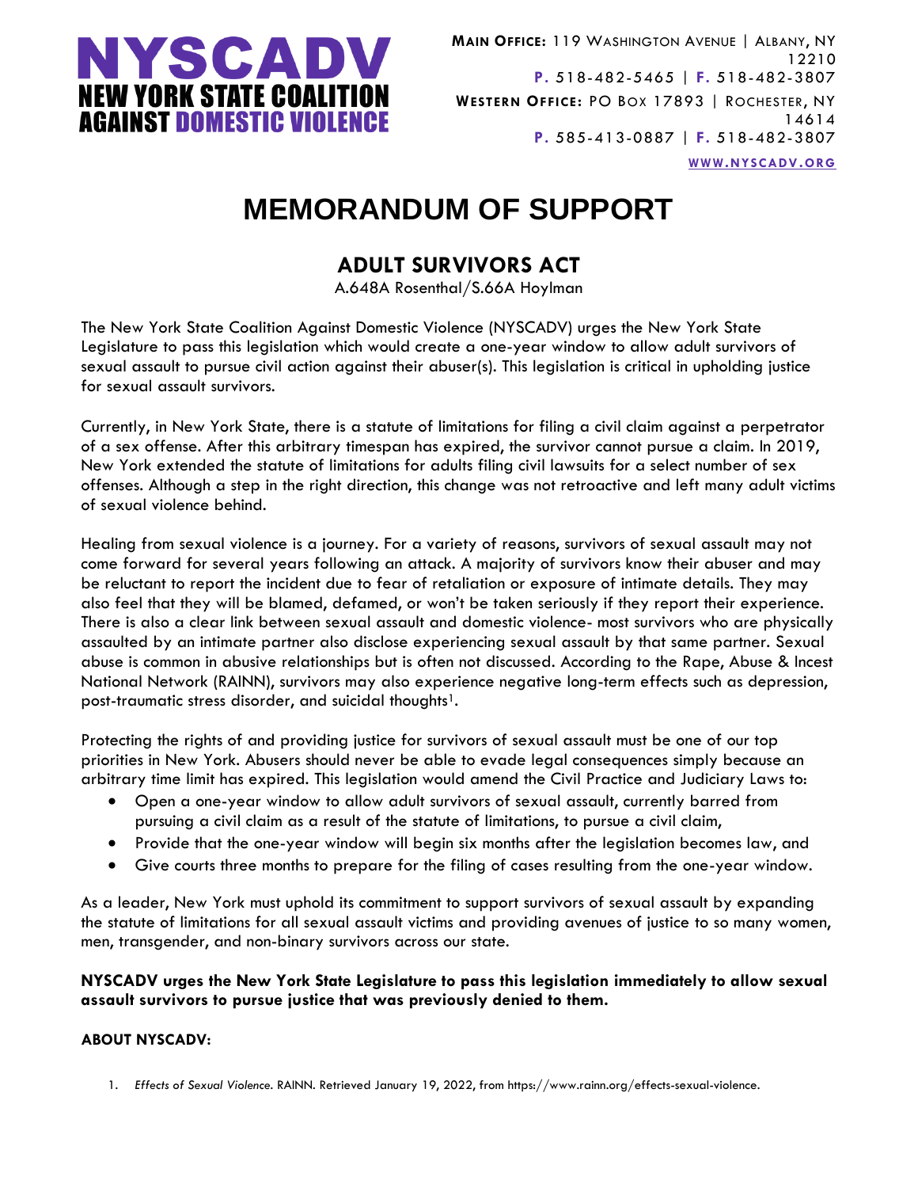**NYSCADV**
**NEW YORK STATE COALITION AGAINST DOMESTIC VIOLENCE**

**MAIN OFFICE:** 119 WASHINGTON AVENUE | ALBANY, NY 12210
**P.** 518-482-5465 | **F.** 518-482-3807
**WESTERN OFFICE:** PO BOX 17893 | ROCHESTER, NY 14614
**P.** 585-413-0887 | **F.** 518-482-3807
**WWW.NYSCADV.ORG**

# MEMORANDUM OF SUPPORT

## ADULT SURVIVORS ACT

A.648A Rosenthal/S.66A Hoylman

The New York State Coalition Against Domestic Violence (NYSCADV) urges the New York State Legislature to pass this legislation which would create a one-year window to allow adult survivors of sexual assault to pursue civil action against their abuser(s). This legislation is critical in upholding justice for sexual assault survivors.

Currently, in New York State, there is a statute of limitations for filing a civil claim against a perpetrator of a sex offense. After this arbitrary timespan has expired, the survivor cannot pursue a claim. In 2019, New York extended the statute of limitations for adults filing civil lawsuits for a select number of sex offenses. Although a step in the right direction, this change was not retroactive and left many adult victims of sexual violence behind.

Healing from sexual violence is a journey. For a variety of reasons, survivors of sexual assault may not come forward for several years following an attack. A majority of survivors know their abuser and may be reluctant to report the incident due to fear of retaliation or exposure of intimate details. They may also feel that they will be blamed, defamed, or won't be taken seriously if they report their experience. There is also a clear link between sexual assault and domestic violence- most survivors who are physically assaulted by an intimate partner also disclose experiencing sexual assault by that same partner. Sexual abuse is common in abusive relationships but is often not discussed. According to the Rape, Abuse & Incest National Network (RAINN), survivors may also experience negative long-term effects such as depression, post-traumatic stress disorder, and suicidal thoughts[1].

Protecting the rights of and providing justice for survivors of sexual assault must be one of our top priorities in New York. Abusers should never be able to evade legal consequences simply because an arbitrary time limit has expired. This legislation would amend the Civil Practice and Judiciary Laws to:

- Open a one-year window to allow adult survivors of sexual assault, currently barred from pursuing a civil claim as a result of the statute of limitations, to pursue a civil claim,
- Provide that the one-year window will begin six months after the legislation becomes law, and
- Give courts three months to prepare for the filing of cases resulting from the one-year window.

As a leader, New York must uphold its commitment to support survivors of sexual assault by expanding the statute of limitations for all sexual assault victims and providing avenues of justice to so many women, men, transgender, and non-binary survivors across our state.

**NYSCADV urges the New York State Legislature to pass this legislation immediately to allow sexual assault survivors to pursue justice that was previously denied to them.**

**ABOUT NYSCADV:**

1. *Effects of Sexual Violence*. RAINN. Retrieved January 19, 2022, from https://www.rainn.org/effects-sexual-violence.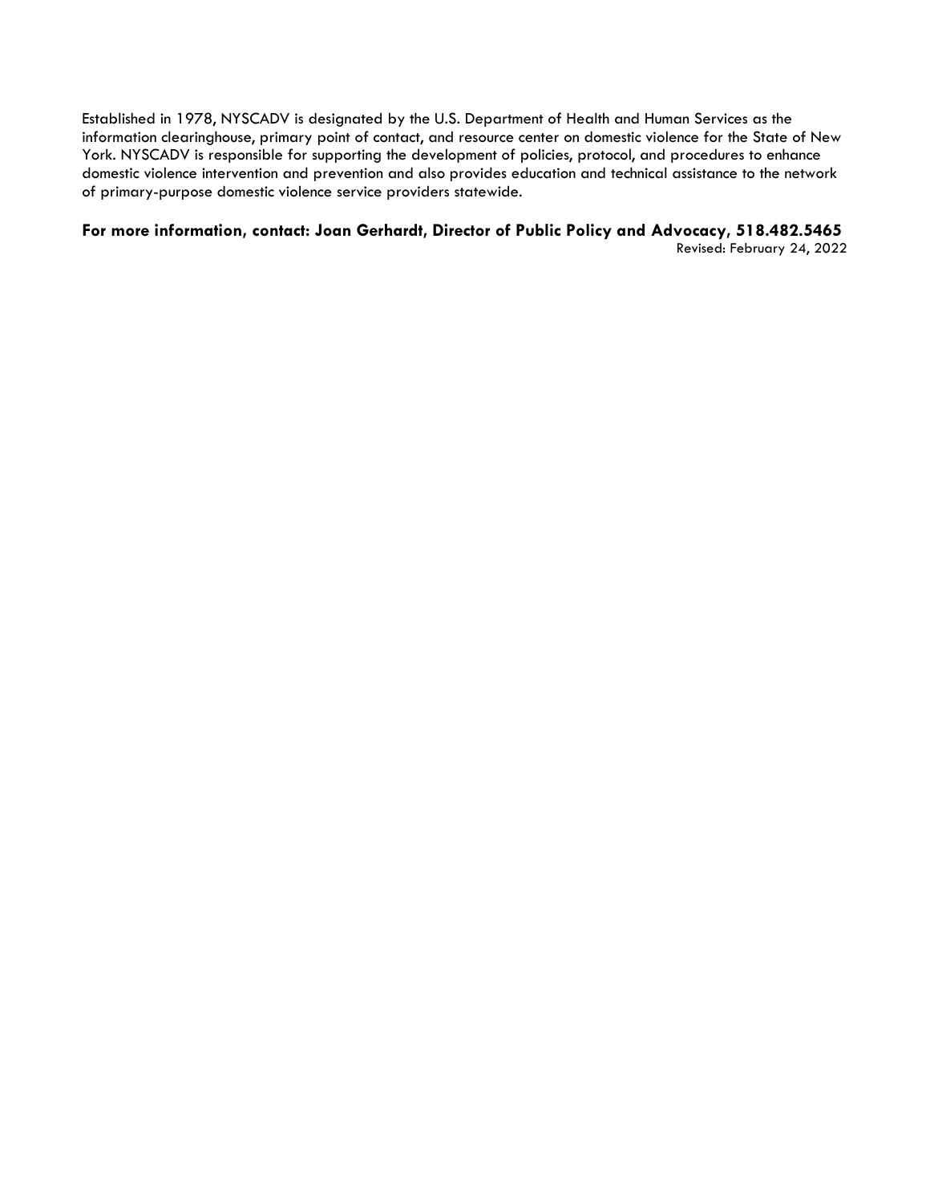Established in 1978, NYSCADV is designated by the U.S. Department of Health and Human Services as the information clearinghouse, primary point of contact, and resource center on domestic violence for the State of New York. NYSCADV is responsible for supporting the development of policies, protocol, and procedures to enhance domestic violence intervention and prevention and also provides education and technical assistance to the network of primary-purpose domestic violence service providers statewide.

**For more information, contact: Joan Gerhardt, Director of Public Policy and Advocacy, 518.482.5465**

Revised: February 24, 2022